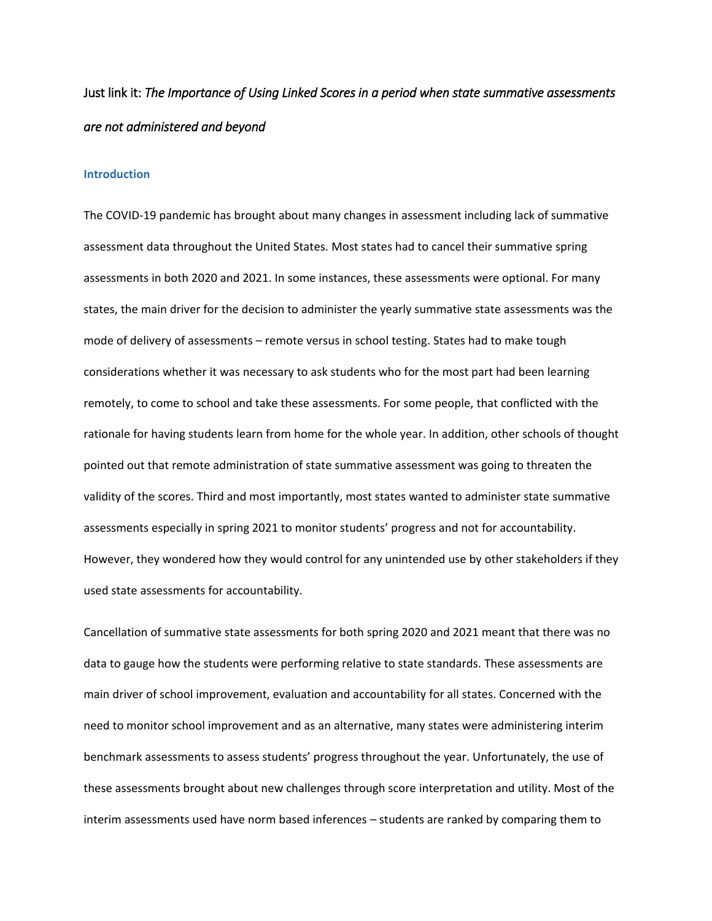# Just link it: *The Importance of Using Linked Scores in a period when state summative assessments are not administered and beyond*

## Introduction

The COVID-19 pandemic has brought about many changes in assessment including lack of summative assessment data throughout the United States. Most states had to cancel their summative spring assessments in both 2020 and 2021. In some instances, these assessments were optional. For many states, the main driver for the decision to administer the yearly summative state assessments was the mode of delivery of assessments – remote versus in school testing. States had to make tough considerations whether it was necessary to ask students who for the most part had been learning remotely, to come to school and take these assessments. For some people, that conflicted with the rationale for having students learn from home for the whole year. In addition, other schools of thought pointed out that remote administration of state summative assessment was going to threaten the validity of the scores. Third and most importantly, most states wanted to administer state summative assessments especially in spring 2021 to monitor students' progress and not for accountability. However, they wondered how they would control for any unintended use by other stakeholders if they used state assessments for accountability.

Cancellation of summative state assessments for both spring 2020 and 2021 meant that there was no data to gauge how the students were performing relative to state standards. These assessments are main driver of school improvement, evaluation and accountability for all states. Concerned with the need to monitor school improvement and as an alternative, many states were administering interim benchmark assessments to assess students' progress throughout the year. Unfortunately, the use of these assessments brought about new challenges through score interpretation and utility. Most of the interim assessments used have norm based inferences – students are ranked by comparing them to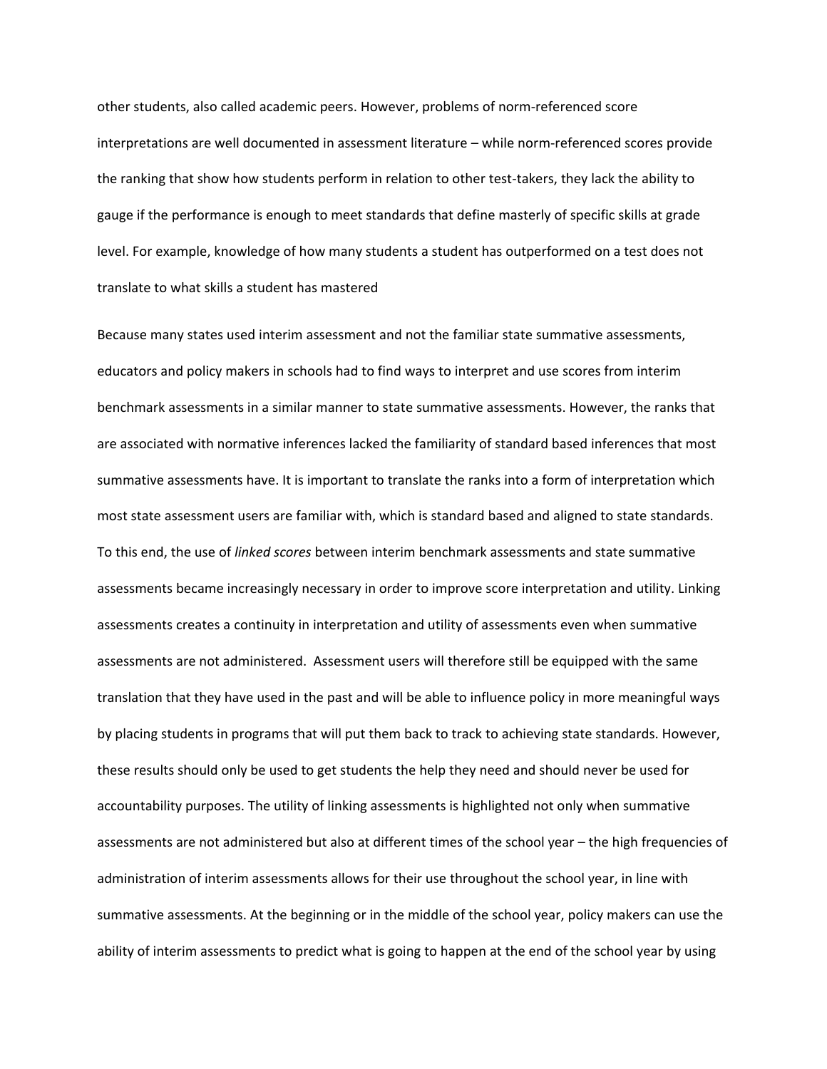other students, also called academic peers. However, problems of norm-referenced score interpretations are well documented in assessment literature – while norm-referenced scores provide the ranking that show how students perform in relation to other test-takers, they lack the ability to gauge if the performance is enough to meet standards that define masterly of specific skills at grade level. For example, knowledge of how many students a student has outperformed on a test does not translate to what skills a student has mastered

Because many states used interim assessment and not the familiar state summative assessments, educators and policy makers in schools had to find ways to interpret and use scores from interim benchmark assessments in a similar manner to state summative assessments. However, the ranks that are associated with normative inferences lacked the familiarity of standard based inferences that most summative assessments have. It is important to translate the ranks into a form of interpretation which most state assessment users are familiar with, which is standard based and aligned to state standards. To this end, the use of *linked scores* between interim benchmark assessments and state summative assessments became increasingly necessary in order to improve score interpretation and utility. Linking assessments creates a continuity in interpretation and utility of assessments even when summative assessments are not administered. Assessment users will therefore still be equipped with the same translation that they have used in the past and will be able to influence policy in more meaningful ways by placing students in programs that will put them back to track to achieving state standards. However, these results should only be used to get students the help they need and should never be used for accountability purposes. The utility of linking assessments is highlighted not only when summative assessments are not administered but also at different times of the school year – the high frequencies of administration of interim assessments allows for their use throughout the school year, in line with summative assessments. At the beginning or in the middle of the school year, policy makers can use the ability of interim assessments to predict what is going to happen at the end of the school year by using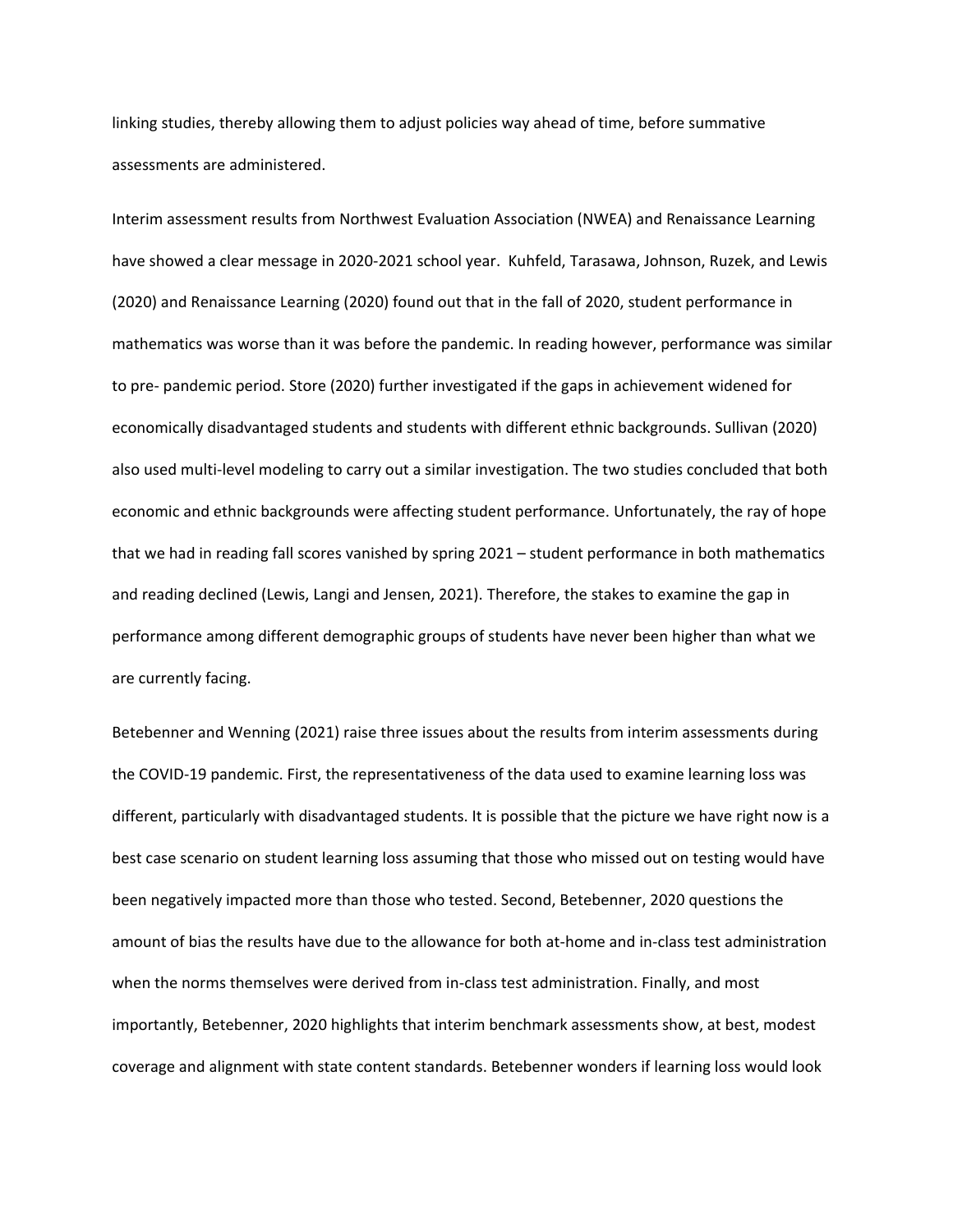linking studies, thereby allowing them to adjust policies way ahead of time, before summative assessments are administered.

Interim assessment results from Northwest Evaluation Association (NWEA) and Renaissance Learning have showed a clear message in 2020-2021 school year. Kuhfeld, Tarasawa, Johnson, Ruzek, and Lewis (2020) and Renaissance Learning (2020) found out that in the fall of 2020, student performance in mathematics was worse than it was before the pandemic. In reading however, performance was similar to pre- pandemic period. Store (2020) further investigated if the gaps in achievement widened for economically disadvantaged students and students with different ethnic backgrounds. Sullivan (2020) also used multi-level modeling to carry out a similar investigation. The two studies concluded that both economic and ethnic backgrounds were affecting student performance. Unfortunately, the ray of hope that we had in reading fall scores vanished by spring 2021 – student performance in both mathematics and reading declined (Lewis, Langi and Jensen, 2021). Therefore, the stakes to examine the gap in performance among different demographic groups of students have never been higher than what we are currently facing.

Betebenner and Wenning (2021) raise three issues about the results from interim assessments during the COVID-19 pandemic. First, the representativeness of the data used to examine learning loss was different, particularly with disadvantaged students. It is possible that the picture we have right now is a best case scenario on student learning loss assuming that those who missed out on testing would have been negatively impacted more than those who tested. Second, Betebenner, 2020 questions the amount of bias the results have due to the allowance for both at-home and in-class test administration when the norms themselves were derived from in-class test administration. Finally, and most importantly, Betebenner, 2020 highlights that interim benchmark assessments show, at best, modest coverage and alignment with state content standards. Betebenner wonders if learning loss would look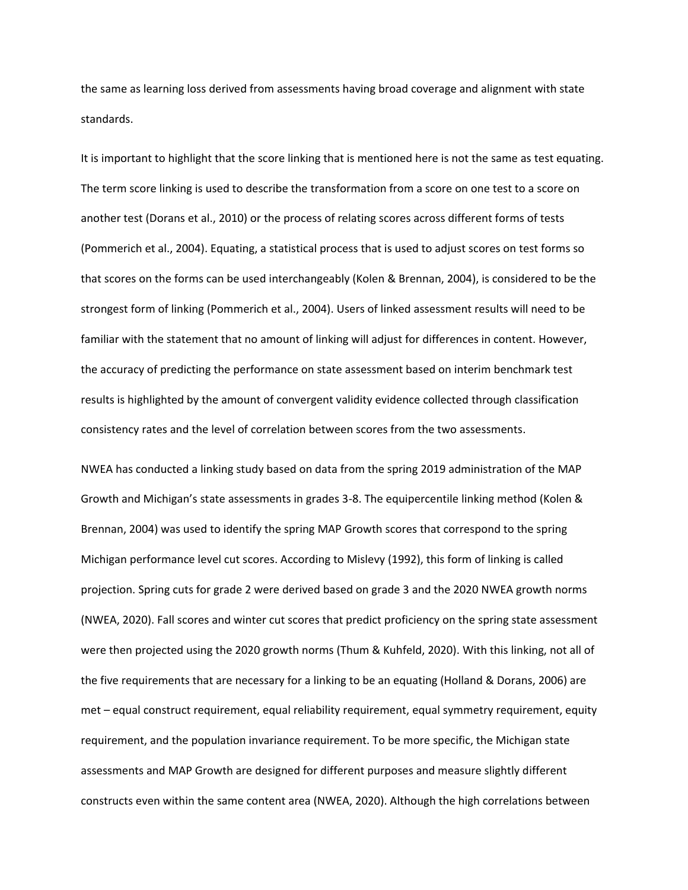the same as learning loss derived from assessments having broad coverage and alignment with state standards.

It is important to highlight that the score linking that is mentioned here is not the same as test equating. The term score linking is used to describe the transformation from a score on one test to a score on another test (Dorans et al., 2010) or the process of relating scores across different forms of tests (Pommerich et al., 2004). Equating, a statistical process that is used to adjust scores on test forms so that scores on the forms can be used interchangeably (Kolen & Brennan, 2004), is considered to be the strongest form of linking (Pommerich et al., 2004). Users of linked assessment results will need to be familiar with the statement that no amount of linking will adjust for differences in content. However, the accuracy of predicting the performance on state assessment based on interim benchmark test results is highlighted by the amount of convergent validity evidence collected through classification consistency rates and the level of correlation between scores from the two assessments.

NWEA has conducted a linking study based on data from the spring 2019 administration of the MAP Growth and Michigan's state assessments in grades 3-8. The equipercentile linking method (Kolen & Brennan, 2004) was used to identify the spring MAP Growth scores that correspond to the spring Michigan performance level cut scores. According to Mislevy (1992), this form of linking is called projection. Spring cuts for grade 2 were derived based on grade 3 and the 2020 NWEA growth norms (NWEA, 2020). Fall scores and winter cut scores that predict proficiency on the spring state assessment were then projected using the 2020 growth norms (Thum & Kuhfeld, 2020). With this linking, not all of the five requirements that are necessary for a linking to be an equating (Holland & Dorans, 2006) are met – equal construct requirement, equal reliability requirement, equal symmetry requirement, equity requirement, and the population invariance requirement. To be more specific, the Michigan state assessments and MAP Growth are designed for different purposes and measure slightly different constructs even within the same content area (NWEA, 2020). Although the high correlations between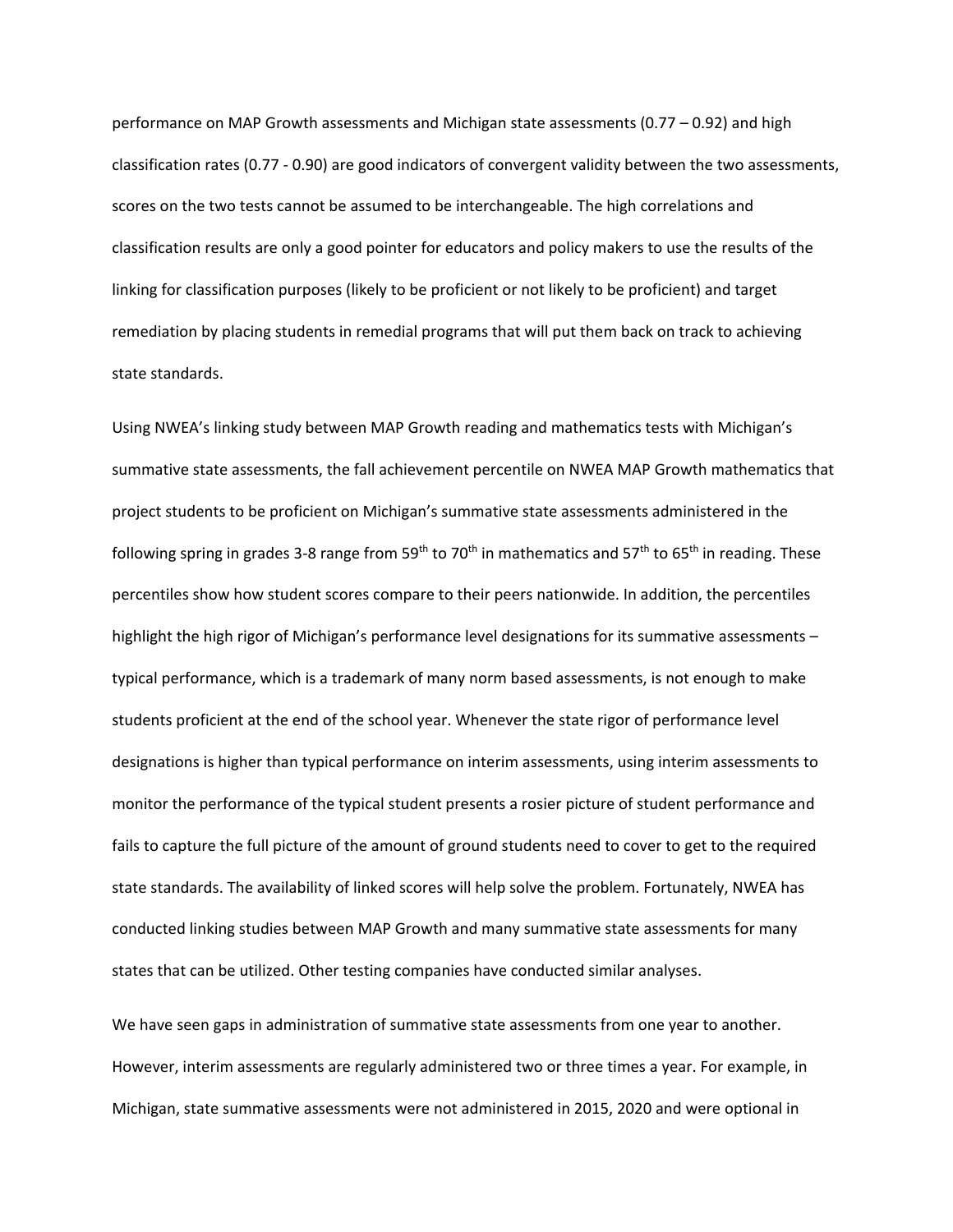performance on MAP Growth assessments and Michigan state assessments (0.77 – 0.92) and high classification rates (0.77 - 0.90) are good indicators of convergent validity between the two assessments, scores on the two tests cannot be assumed to be interchangeable. The high correlations and classification results are only a good pointer for educators and policy makers to use the results of the linking for classification purposes (likely to be proficient or not likely to be proficient) and target remediation by placing students in remedial programs that will put them back on track to achieving state standards.

Using NWEA's linking study between MAP Growth reading and mathematics tests with Michigan's summative state assessments, the fall achievement percentile on NWEA MAP Growth mathematics that project students to be proficient on Michigan's summative state assessments administered in the following spring in grades 3-8 range from 59th to 70th in mathematics and 57th to 65th in reading. These percentiles show how student scores compare to their peers nationwide. In addition, the percentiles highlight the high rigor of Michigan's performance level designations for its summative assessments – typical performance, which is a trademark of many norm based assessments, is not enough to make students proficient at the end of the school year. Whenever the state rigor of performance level designations is higher than typical performance on interim assessments, using interim assessments to monitor the performance of the typical student presents a rosier picture of student performance and fails to capture the full picture of the amount of ground students need to cover to get to the required state standards. The availability of linked scores will help solve the problem. Fortunately, NWEA has conducted linking studies between MAP Growth and many summative state assessments for many states that can be utilized. Other testing companies have conducted similar analyses.

We have seen gaps in administration of summative state assessments from one year to another. However, interim assessments are regularly administered two or three times a year. For example, in Michigan, state summative assessments were not administered in 2015, 2020 and were optional in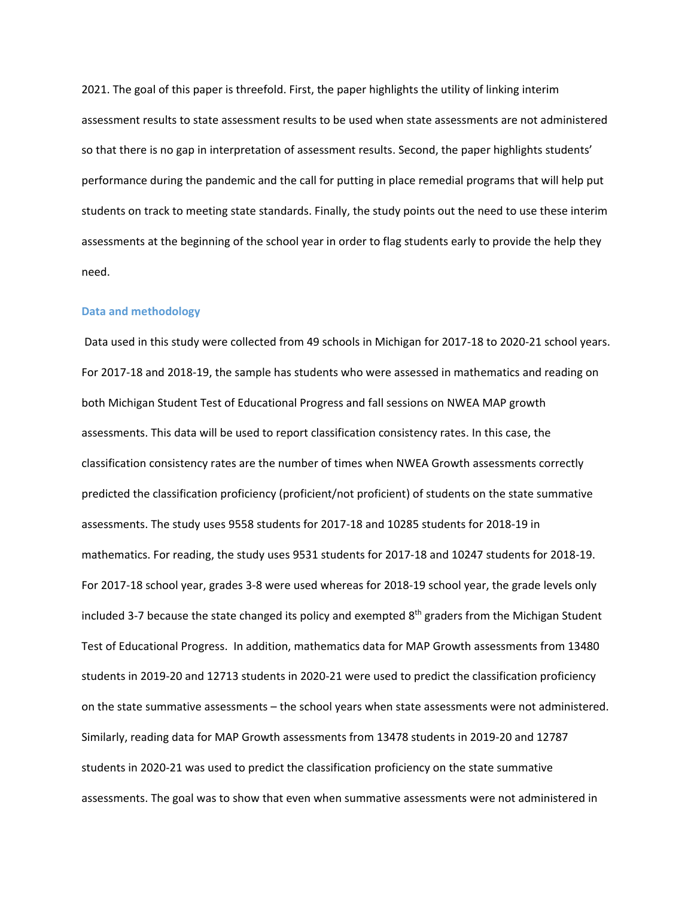2021. The goal of this paper is threefold. First, the paper highlights the utility of linking interim assessment results to state assessment results to be used when state assessments are not administered so that there is no gap in interpretation of assessment results. Second, the paper highlights students' performance during the pandemic and the call for putting in place remedial programs that will help put students on track to meeting state standards. Finally, the study points out the need to use these interim assessments at the beginning of the school year in order to flag students early to provide the help they need.

### Data and methodology

Data used in this study were collected from 49 schools in Michigan for 2017-18 to 2020-21 school years. For 2017-18 and 2018-19, the sample has students who were assessed in mathematics and reading on both Michigan Student Test of Educational Progress and fall sessions on NWEA MAP growth assessments. This data will be used to report classification consistency rates. In this case, the classification consistency rates are the number of times when NWEA Growth assessments correctly predicted the classification proficiency (proficient/not proficient) of students on the state summative assessments. The study uses 9558 students for 2017-18 and 10285 students for 2018-19 in mathematics. For reading, the study uses 9531 students for 2017-18 and 10247 students for 2018-19. For 2017-18 school year, grades 3-8 were used whereas for 2018-19 school year, the grade levels only included 3-7 because the state changed its policy and exempted 8th graders from the Michigan Student Test of Educational Progress. In addition, mathematics data for MAP Growth assessments from 13480 students in 2019-20 and 12713 students in 2020-21 were used to predict the classification proficiency on the state summative assessments – the school years when state assessments were not administered. Similarly, reading data for MAP Growth assessments from 13478 students in 2019-20 and 12787 students in 2020-21 was used to predict the classification proficiency on the state summative assessments. The goal was to show that even when summative assessments were not administered in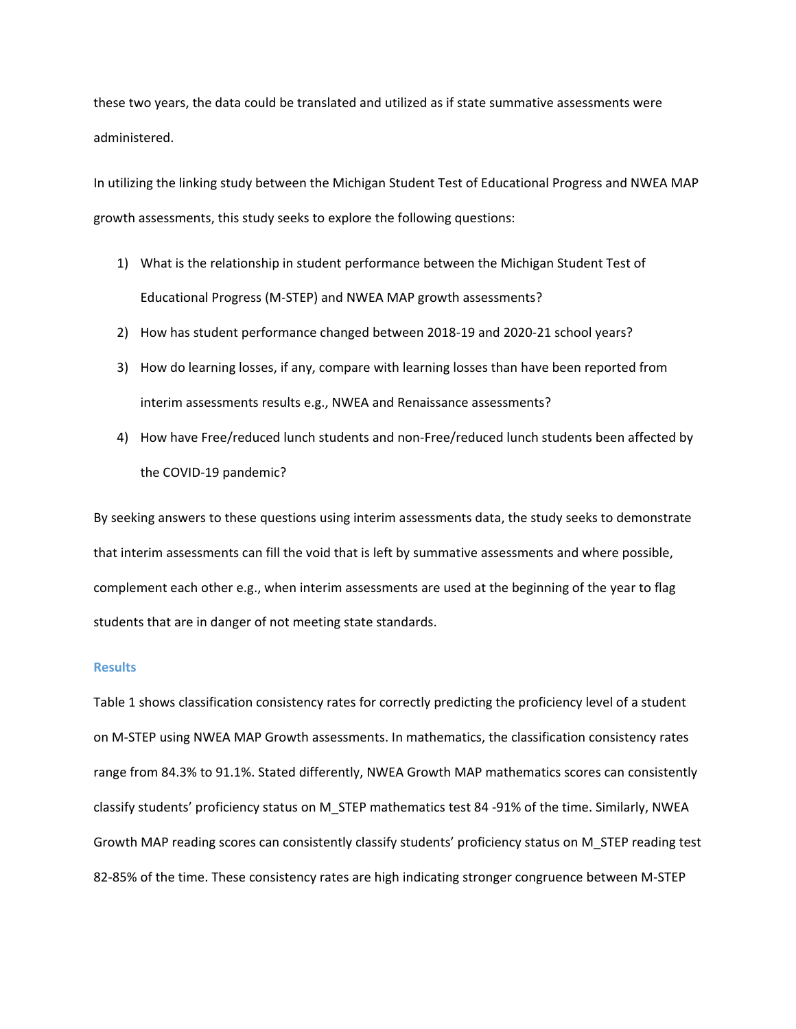these two years, the data could be translated and utilized as if state summative assessments were administered.

In utilizing the linking study between the Michigan Student Test of Educational Progress and NWEA MAP growth assessments, this study seeks to explore the following questions:

1) What is the relationship in student performance between the Michigan Student Test of Educational Progress (M-STEP) and NWEA MAP growth assessments?
2) How has student performance changed between 2018-19 and 2020-21 school years?
3) How do learning losses, if any, compare with learning losses than have been reported from interim assessments results e.g., NWEA and Renaissance assessments?
4) How have Free/reduced lunch students and non-Free/reduced lunch students been affected by the COVID-19 pandemic?

By seeking answers to these questions using interim assessments data, the study seeks to demonstrate that interim assessments can fill the void that is left by summative assessments and where possible, complement each other e.g., when interim assessments are used at the beginning of the year to flag students that are in danger of not meeting state standards.

### Results

Table 1 shows classification consistency rates for correctly predicting the proficiency level of a student on M-STEP using NWEA MAP Growth assessments. In mathematics, the classification consistency rates range from 84.3% to 91.1%. Stated differently, NWEA Growth MAP mathematics scores can consistently classify students' proficiency status on M_STEP mathematics test 84 -91% of the time. Similarly, NWEA Growth MAP reading scores can consistently classify students' proficiency status on M_STEP reading test 82-85% of the time. These consistency rates are high indicating stronger congruence between M-STEP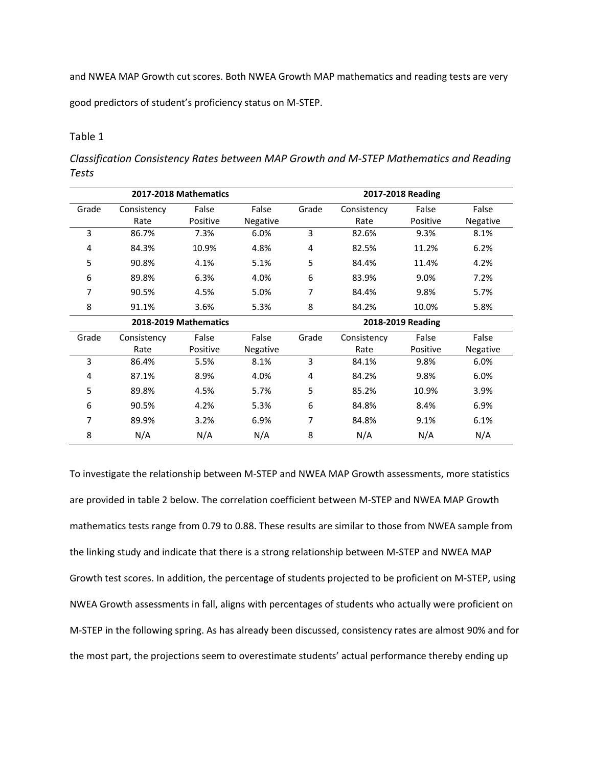and NWEA MAP Growth cut scores. Both NWEA Growth MAP mathematics and reading tests are very good predictors of student's proficiency status on M-STEP.

Table 1

*Classification Consistency Rates between MAP Growth and M-STEP Mathematics and Reading Tests*

| 2017-2018 Mathematics | | | | 2017-2018 Reading | | | |
|---|---|---|---|---|---|---|---|
| Grade | Consistency Rate | False Positive | False Negative | Grade | Consistency Rate | False Positive | False Negative |
| 3 | 86.7% | 7.3% | 6.0% | 3 | 82.6% | 9.3% | 8.1% |
| 4 | 84.3% | 10.9% | 4.8% | 4 | 82.5% | 11.2% | 6.2% |
| 5 | 90.8% | 4.1% | 5.1% | 5 | 84.4% | 11.4% | 4.2% |
| 6 | 89.8% | 6.3% | 4.0% | 6 | 83.9% | 9.0% | 7.2% |
| 7 | 90.5% | 4.5% | 5.0% | 7 | 84.4% | 9.8% | 5.7% |
| 8 | 91.1% | 3.6% | 5.3% | 8 | 84.2% | 10.0% | 5.8% |
| **2018-2019 Mathematics** | | | | **2018-2019 Reading** | | | |
| Grade | Consistency Rate | False Positive | False Negative | Grade | Consistency Rate | False Positive | False Negative |
| 3 | 86.4% | 5.5% | 8.1% | 3 | 84.1% | 9.8% | 6.0% |
| 4 | 87.1% | 8.9% | 4.0% | 4 | 84.2% | 9.8% | 6.0% |
| 5 | 89.8% | 4.5% | 5.7% | 5 | 85.2% | 10.9% | 3.9% |
| 6 | 90.5% | 4.2% | 5.3% | 6 | 84.8% | 8.4% | 6.9% |
| 7 | 89.9% | 3.2% | 6.9% | 7 | 84.8% | 9.1% | 6.1% |
| 8 | N/A | N/A | N/A | 8 | N/A | N/A | N/A |

To investigate the relationship between M-STEP and NWEA MAP Growth assessments, more statistics are provided in table 2 below. The correlation coefficient between M-STEP and NWEA MAP Growth mathematics tests range from 0.79 to 0.88. These results are similar to those from NWEA sample from the linking study and indicate that there is a strong relationship between M-STEP and NWEA MAP Growth test scores. In addition, the percentage of students projected to be proficient on M-STEP, using NWEA Growth assessments in fall, aligns with percentages of students who actually were proficient on M-STEP in the following spring. As has already been discussed, consistency rates are almost 90% and for the most part, the projections seem to overestimate students' actual performance thereby ending up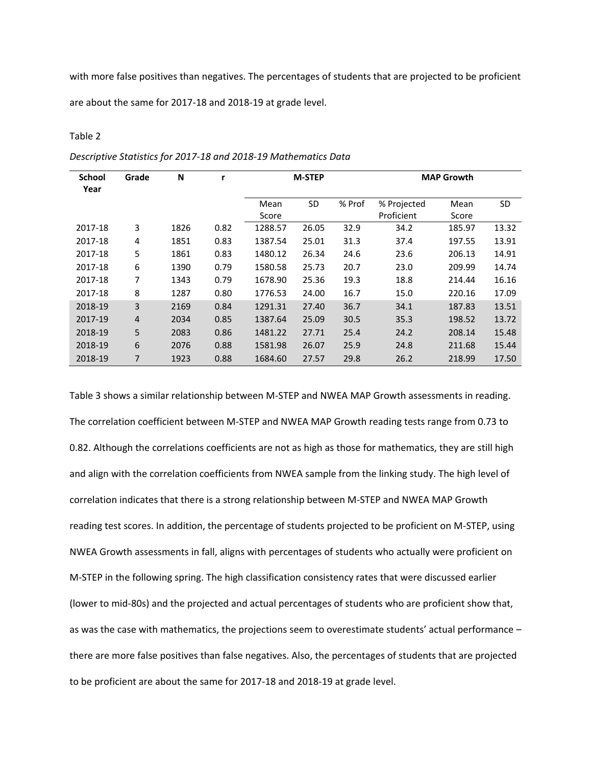with more false positives than negatives. The percentages of students that are projected to be proficient are about the same for 2017-18 and 2018-19 at grade level.

Table 2

*Descriptive Statistics for 2017-18 and 2018-19 Mathematics Data*

| School Year | Grade | N | r | M-STEP | | | MAP Growth | | |
|---|---|---|---|---|---|---|---|---|---|
| | | | | Mean Score | SD | % Prof | % Projected Proficient | Mean Score | SD |
| 2017-18 | 3 | 1826 | 0.82 | 1288.57 | 26.05 | 32.9 | 34.2 | 185.97 | 13.32 |
| 2017-18 | 4 | 1851 | 0.83 | 1387.54 | 25.01 | 31.3 | 37.4 | 197.55 | 13.91 |
| 2017-18 | 5 | 1861 | 0.83 | 1480.12 | 26.34 | 24.6 | 23.6 | 206.13 | 14.91 |
| 2017-18 | 6 | 1390 | 0.79 | 1580.58 | 25.73 | 20.7 | 23.0 | 209.99 | 14.74 |
| 2017-18 | 7 | 1343 | 0.79 | 1678.90 | 25.36 | 19.3 | 18.8 | 214.44 | 16.16 |
| 2017-18 | 8 | 1287 | 0.80 | 1776.53 | 24.00 | 16.7 | 15.0 | 220.16 | 17.09 |
| 2018-19 | 3 | 2169 | 0.84 | 1291.31 | 27.40 | 36.7 | 34.1 | 187.83 | 13.51 |
| 2017-19 | 4 | 2034 | 0.85 | 1387.64 | 25.09 | 30.5 | 35.3 | 198.52 | 13.72 |
| 2018-19 | 5 | 2083 | 0.86 | 1481.22 | 27.71 | 25.4 | 24.2 | 208.14 | 15.48 |
| 2018-19 | 6 | 2076 | 0.88 | 1581.98 | 26.07 | 25.9 | 24.8 | 211.68 | 15.44 |
| 2018-19 | 7 | 1923 | 0.88 | 1684.60 | 27.57 | 29.8 | 26.2 | 218.99 | 17.50 |

Table 3 shows a similar relationship between M-STEP and NWEA MAP Growth assessments in reading. The correlation coefficient between M-STEP and NWEA MAP Growth reading tests range from 0.73 to 0.82. Although the correlations coefficients are not as high as those for mathematics, they are still high and align with the correlation coefficients from NWEA sample from the linking study. The high level of correlation indicates that there is a strong relationship between M-STEP and NWEA MAP Growth reading test scores. In addition, the percentage of students projected to be proficient on M-STEP, using NWEA Growth assessments in fall, aligns with percentages of students who actually were proficient on M-STEP in the following spring. The high classification consistency rates that were discussed earlier (lower to mid-80s) and the projected and actual percentages of students who are proficient show that, as was the case with mathematics, the projections seem to overestimate students' actual performance – there are more false positives than false negatives. Also, the percentages of students that are projected to be proficient are about the same for 2017-18 and 2018-19 at grade level.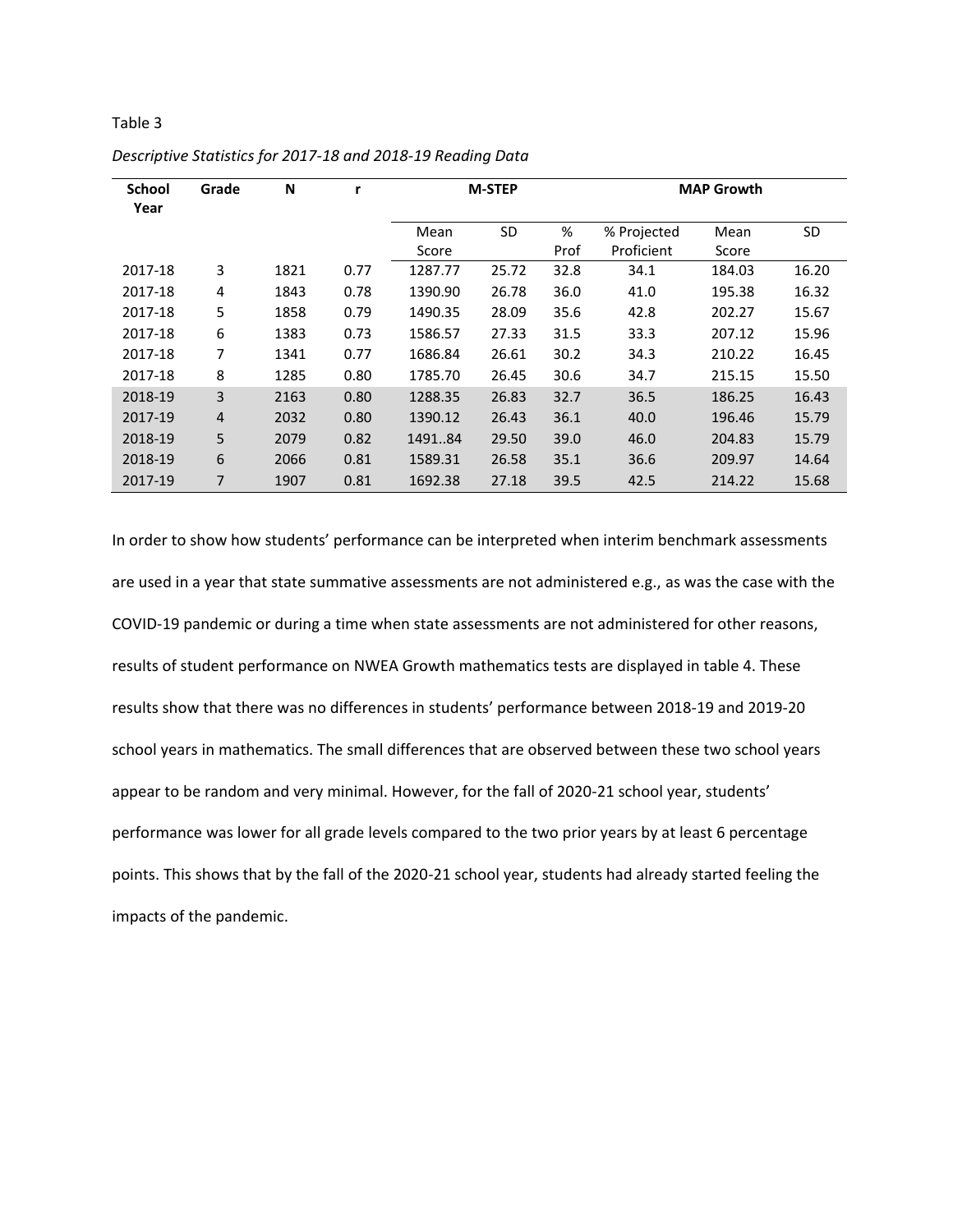Table 3

*Descriptive Statistics for 2017-18 and 2018-19 Reading Data*

| School Year | Grade | N | r | M-STEP | | | MAP Growth | | |
|---|---|---|---|---|---|---|---|---|---|
| | | | | Mean Score | SD | % Prof | % Projected Proficient | Mean Score | SD |
| 2017-18 | 3 | 1821 | 0.77 | 1287.77 | 25.72 | 32.8 | 34.1 | 184.03 | 16.20 |
| 2017-18 | 4 | 1843 | 0.78 | 1390.90 | 26.78 | 36.0 | 41.0 | 195.38 | 16.32 |
| 2017-18 | 5 | 1858 | 0.79 | 1490.35 | 28.09 | 35.6 | 42.8 | 202.27 | 15.67 |
| 2017-18 | 6 | 1383 | 0.73 | 1586.57 | 27.33 | 31.5 | 33.3 | 207.12 | 15.96 |
| 2017-18 | 7 | 1341 | 0.77 | 1686.84 | 26.61 | 30.2 | 34.3 | 210.22 | 16.45 |
| 2017-18 | 8 | 1285 | 0.80 | 1785.70 | 26.45 | 30.6 | 34.7 | 215.15 | 15.50 |
| 2018-19 | 3 | 2163 | 0.80 | 1288.35 | 26.83 | 32.7 | 36.5 | 186.25 | 16.43 |
| 2017-19 | 4 | 2032 | 0.80 | 1390.12 | 26.43 | 36.1 | 40.0 | 196.46 | 15.79 |
| 2018-19 | 5 | 2079 | 0.82 | 1491..84 | 29.50 | 39.0 | 46.0 | 204.83 | 15.79 |
| 2018-19 | 6 | 2066 | 0.81 | 1589.31 | 26.58 | 35.1 | 36.6 | 209.97 | 14.64 |
| 2017-19 | 7 | 1907 | 0.81 | 1692.38 | 27.18 | 39.5 | 42.5 | 214.22 | 15.68 |

In order to show how students' performance can be interpreted when interim benchmark assessments are used in a year that state summative assessments are not administered e.g., as was the case with the COVID-19 pandemic or during a time when state assessments are not administered for other reasons, results of student performance on NWEA Growth mathematics tests are displayed in table 4. These results show that there was no differences in students' performance between 2018-19 and 2019-20 school years in mathematics. The small differences that are observed between these two school years appear to be random and very minimal. However, for the fall of 2020-21 school year, students' performance was lower for all grade levels compared to the two prior years by at least 6 percentage points. This shows that by the fall of the 2020-21 school year, students had already started feeling the impacts of the pandemic.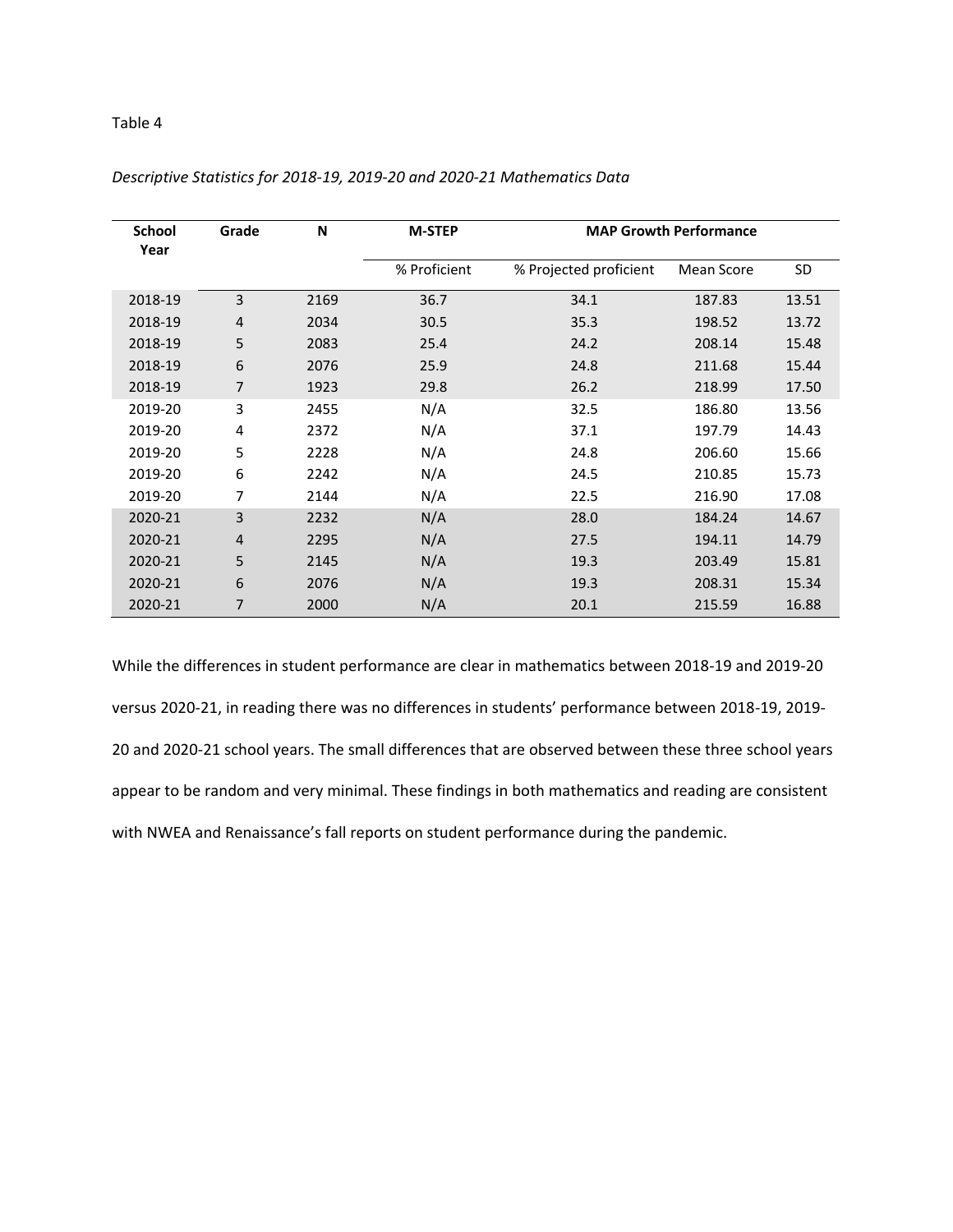Table 4

*Descriptive Statistics for 2018-19, 2019-20 and 2020-21 Mathematics Data*

| School Year | Grade | N | M-STEP | MAP Growth Performance | | |
|---|---|---|---|---|---|---|
| | | | % Proficient | % Projected proficient | Mean Score | SD |
| 2018-19 | 3 | 2169 | 36.7 | 34.1 | 187.83 | 13.51 |
| 2018-19 | 4 | 2034 | 30.5 | 35.3 | 198.52 | 13.72 |
| 2018-19 | 5 | 2083 | 25.4 | 24.2 | 208.14 | 15.48 |
| 2018-19 | 6 | 2076 | 25.9 | 24.8 | 211.68 | 15.44 |
| 2018-19 | 7 | 1923 | 29.8 | 26.2 | 218.99 | 17.50 |
| 2019-20 | 3 | 2455 | N/A | 32.5 | 186.80 | 13.56 |
| 2019-20 | 4 | 2372 | N/A | 37.1 | 197.79 | 14.43 |
| 2019-20 | 5 | 2228 | N/A | 24.8 | 206.60 | 15.66 |
| 2019-20 | 6 | 2242 | N/A | 24.5 | 210.85 | 15.73 |
| 2019-20 | 7 | 2144 | N/A | 22.5 | 216.90 | 17.08 |
| 2020-21 | 3 | 2232 | N/A | 28.0 | 184.24 | 14.67 |
| 2020-21 | 4 | 2295 | N/A | 27.5 | 194.11 | 14.79 |
| 2020-21 | 5 | 2145 | N/A | 19.3 | 203.49 | 15.81 |
| 2020-21 | 6 | 2076 | N/A | 19.3 | 208.31 | 15.34 |
| 2020-21 | 7 | 2000 | N/A | 20.1 | 215.59 | 16.88 |

While the differences in student performance are clear in mathematics between 2018-19 and 2019-20 versus 2020-21, in reading there was no differences in students' performance between 2018-19, 2019-20 and 2020-21 school years. The small differences that are observed between these three school years appear to be random and very minimal. These findings in both mathematics and reading are consistent with NWEA and Renaissance's fall reports on student performance during the pandemic.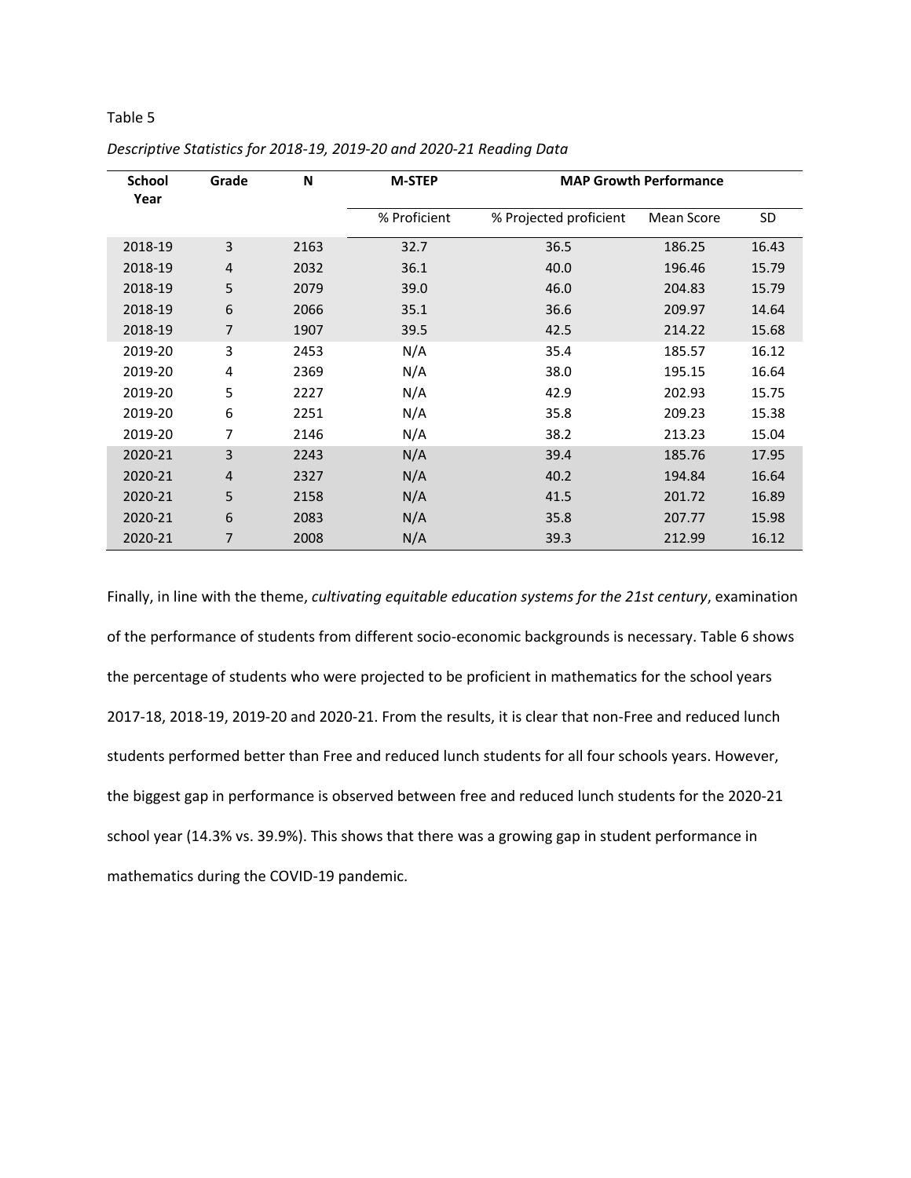Table 5

*Descriptive Statistics for 2018-19, 2019-20 and 2020-21 Reading Data*

| School Year | Grade | N | M-STEP | MAP Growth Performance | | |
|---|---|---|---|---|---|---|
| | | | % Proficient | % Projected proficient | Mean Score | SD |
| 2018-19 | 3 | 2163 | 32.7 | 36.5 | 186.25 | 16.43 |
| 2018-19 | 4 | 2032 | 36.1 | 40.0 | 196.46 | 15.79 |
| 2018-19 | 5 | 2079 | 39.0 | 46.0 | 204.83 | 15.79 |
| 2018-19 | 6 | 2066 | 35.1 | 36.6 | 209.97 | 14.64 |
| 2018-19 | 7 | 1907 | 39.5 | 42.5 | 214.22 | 15.68 |
| 2019-20 | 3 | 2453 | N/A | 35.4 | 185.57 | 16.12 |
| 2019-20 | 4 | 2369 | N/A | 38.0 | 195.15 | 16.64 |
| 2019-20 | 5 | 2227 | N/A | 42.9 | 202.93 | 15.75 |
| 2019-20 | 6 | 2251 | N/A | 35.8 | 209.23 | 15.38 |
| 2019-20 | 7 | 2146 | N/A | 38.2 | 213.23 | 15.04 |
| 2020-21 | 3 | 2243 | N/A | 39.4 | 185.76 | 17.95 |
| 2020-21 | 4 | 2327 | N/A | 40.2 | 194.84 | 16.64 |
| 2020-21 | 5 | 2158 | N/A | 41.5 | 201.72 | 16.89 |
| 2020-21 | 6 | 2083 | N/A | 35.8 | 207.77 | 15.98 |
| 2020-21 | 7 | 2008 | N/A | 39.3 | 212.99 | 16.12 |

Finally, in line with the theme, *cultivating equitable education systems for the 21st century*, examination of the performance of students from different socio-economic backgrounds is necessary. Table 6 shows the percentage of students who were projected to be proficient in mathematics for the school years 2017-18, 2018-19, 2019-20 and 2020-21. From the results, it is clear that non-Free and reduced lunch students performed better than Free and reduced lunch students for all four schools years. However, the biggest gap in performance is observed between free and reduced lunch students for the 2020-21 school year (14.3% vs. 39.9%). This shows that there was a growing gap in student performance in mathematics during the COVID-19 pandemic.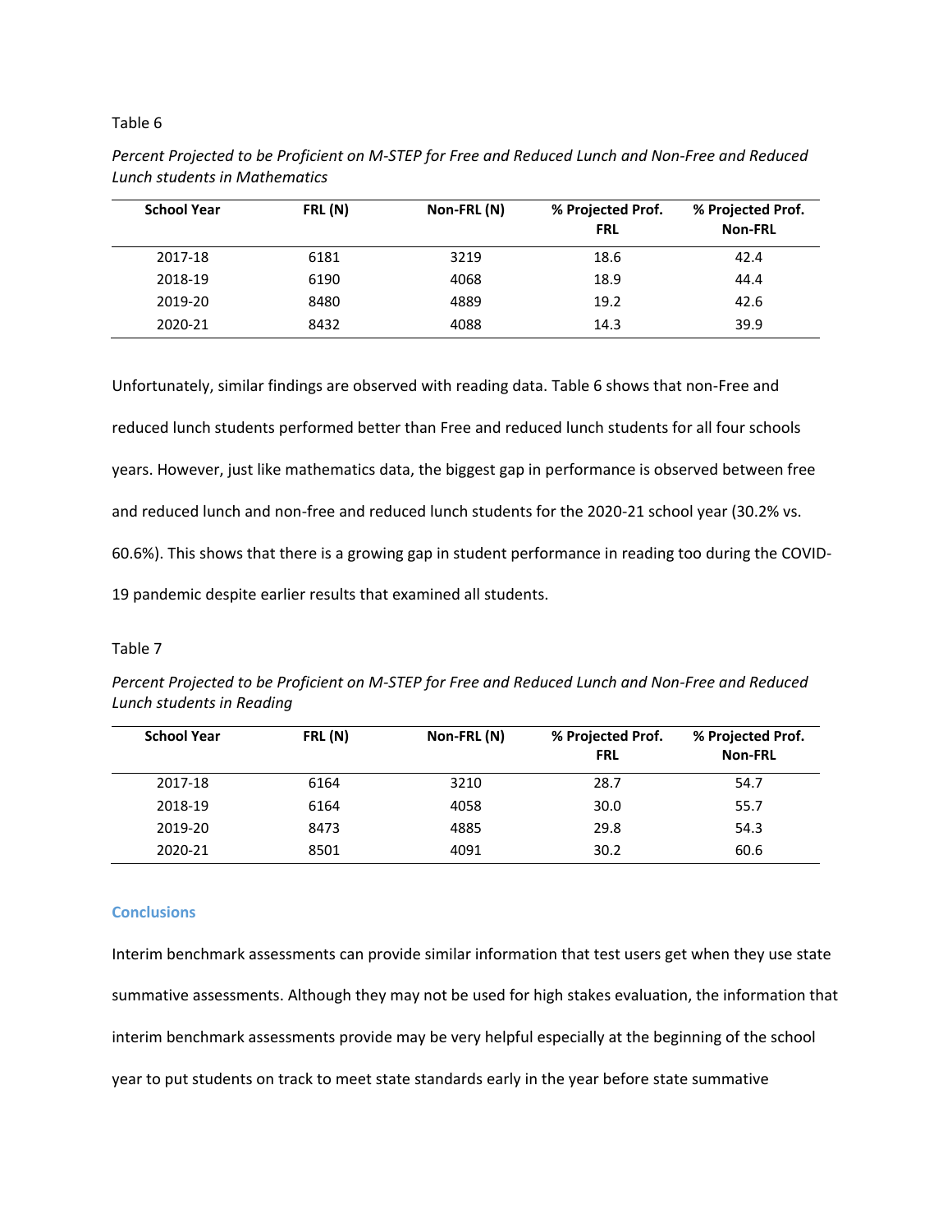Table 6

*Percent Projected to be Proficient on M-STEP for Free and Reduced Lunch and Non-Free and Reduced Lunch students in Mathematics*

| School Year | FRL (N) | Non-FRL (N) | % Projected Prof. FRL | % Projected Prof. Non-FRL |
|---|---|---|---|---|
| 2017-18 | 6181 | 3219 | 18.6 | 42.4 |
| 2018-19 | 6190 | 4068 | 18.9 | 44.4 |
| 2019-20 | 8480 | 4889 | 19.2 | 42.6 |
| 2020-21 | 8432 | 4088 | 14.3 | 39.9 |

Unfortunately, similar findings are observed with reading data. Table 6 shows that non-Free and reduced lunch students performed better than Free and reduced lunch students for all four schools years. However, just like mathematics data, the biggest gap in performance is observed between free and reduced lunch and non-free and reduced lunch students for the 2020-21 school year (30.2% vs. 60.6%). This shows that there is a growing gap in student performance in reading too during the COVID-19 pandemic despite earlier results that examined all students.

Table 7

*Percent Projected to be Proficient on M-STEP for Free and Reduced Lunch and Non-Free and Reduced Lunch students in Reading*

| School Year | FRL (N) | Non-FRL (N) | % Projected Prof. FRL | % Projected Prof. Non-FRL |
|---|---|---|---|---|
| 2017-18 | 6164 | 3210 | 28.7 | 54.7 |
| 2018-19 | 6164 | 4058 | 30.0 | 55.7 |
| 2019-20 | 8473 | 4885 | 29.8 | 54.3 |
| 2020-21 | 8501 | 4091 | 30.2 | 60.6 |

## Conclusions

Interim benchmark assessments can provide similar information that test users get when they use state summative assessments. Although they may not be used for high stakes evaluation, the information that interim benchmark assessments provide may be very helpful especially at the beginning of the school year to put students on track to meet state standards early in the year before state summative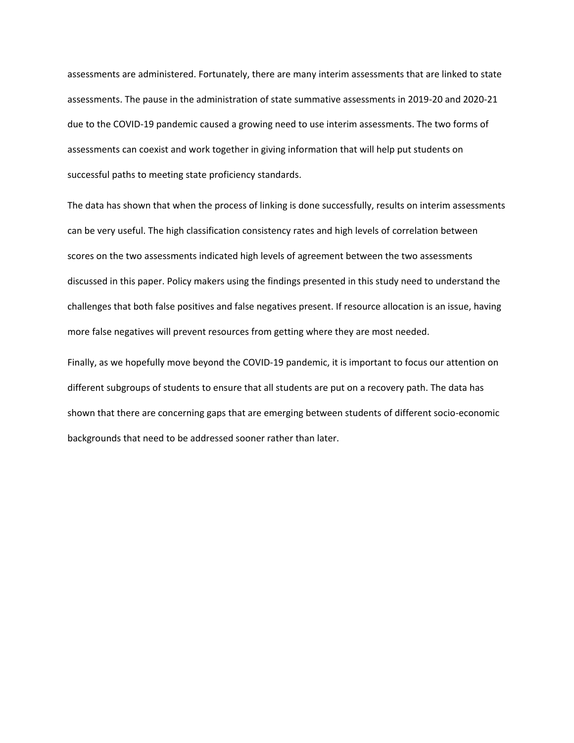assessments are administered. Fortunately, there are many interim assessments that are linked to state assessments. The pause in the administration of state summative assessments in 2019-20 and 2020-21 due to the COVID-19 pandemic caused a growing need to use interim assessments. The two forms of assessments can coexist and work together in giving information that will help put students on successful paths to meeting state proficiency standards.

The data has shown that when the process of linking is done successfully, results on interim assessments can be very useful. The high classification consistency rates and high levels of correlation between scores on the two assessments indicated high levels of agreement between the two assessments discussed in this paper. Policy makers using the findings presented in this study need to understand the challenges that both false positives and false negatives present. If resource allocation is an issue, having more false negatives will prevent resources from getting where they are most needed.

Finally, as we hopefully move beyond the COVID-19 pandemic, it is important to focus our attention on different subgroups of students to ensure that all students are put on a recovery path. The data has shown that there are concerning gaps that are emerging between students of different socio-economic backgrounds that need to be addressed sooner rather than later.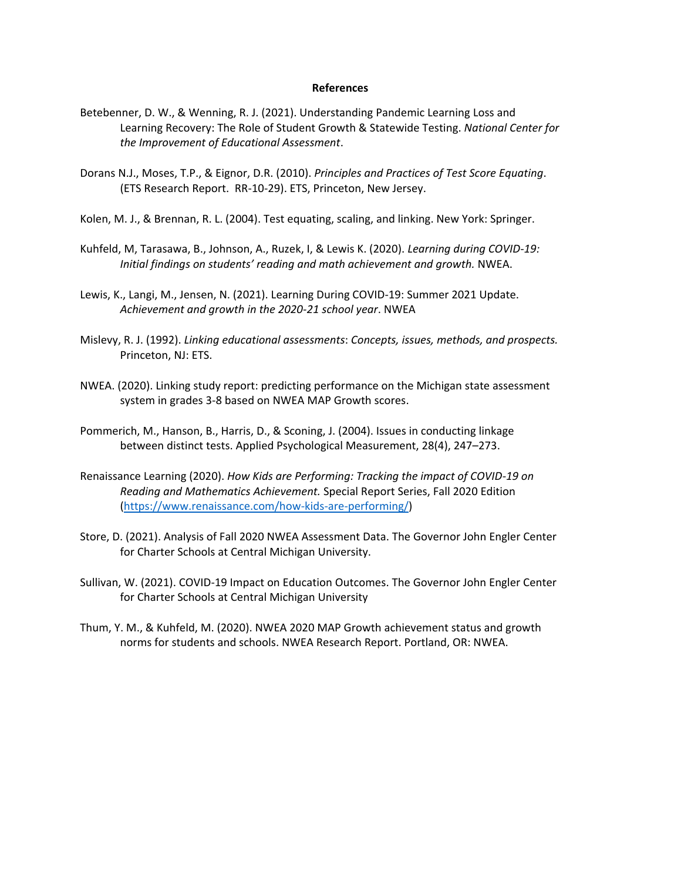## References

Betebenner, D. W., & Wenning, R. J. (2021). Understanding Pandemic Learning Loss and Learning Recovery: The Role of Student Growth & Statewide Testing. *National Center for the Improvement of Educational Assessment*.

Dorans N.J., Moses, T.P., & Eignor, D.R. (2010). *Principles and Practices of Test Score Equating*. (ETS Research Report. RR-10-29). ETS, Princeton, New Jersey.

Kolen, M. J., & Brennan, R. L. (2004). Test equating, scaling, and linking. New York: Springer.

Kuhfeld, M, Tarasawa, B., Johnson, A., Ruzek, I, & Lewis K. (2020). *Learning during COVID-19: Initial findings on students' reading and math achievement and growth.* NWEA.

Lewis, K., Langi, M., Jensen, N. (2021). Learning During COVID-19: Summer 2021 Update. *Achievement and growth in the 2020-21 school year*. NWEA

Mislevy, R. J. (1992). *Linking educational assessments*: *Concepts, issues, methods, and prospects.* Princeton, NJ: ETS.

NWEA. (2020). Linking study report: predicting performance on the Michigan state assessment system in grades 3-8 based on NWEA MAP Growth scores.

Pommerich, M., Hanson, B., Harris, D., & Sconing, J. (2004). Issues in conducting linkage between distinct tests. Applied Psychological Measurement, 28(4), 247–273.

Renaissance Learning (2020). *How Kids are Performing: Tracking the impact of COVID-19 on Reading and Mathematics Achievement.* Special Report Series, Fall 2020 Edition (https://www.renaissance.com/how-kids-are-performing/)

Store, D. (2021). Analysis of Fall 2020 NWEA Assessment Data. The Governor John Engler Center for Charter Schools at Central Michigan University.

Sullivan, W. (2021). COVID-19 Impact on Education Outcomes. The Governor John Engler Center for Charter Schools at Central Michigan University

Thum, Y. M., & Kuhfeld, M. (2020). NWEA 2020 MAP Growth achievement status and growth norms for students and schools. NWEA Research Report. Portland, OR: NWEA.